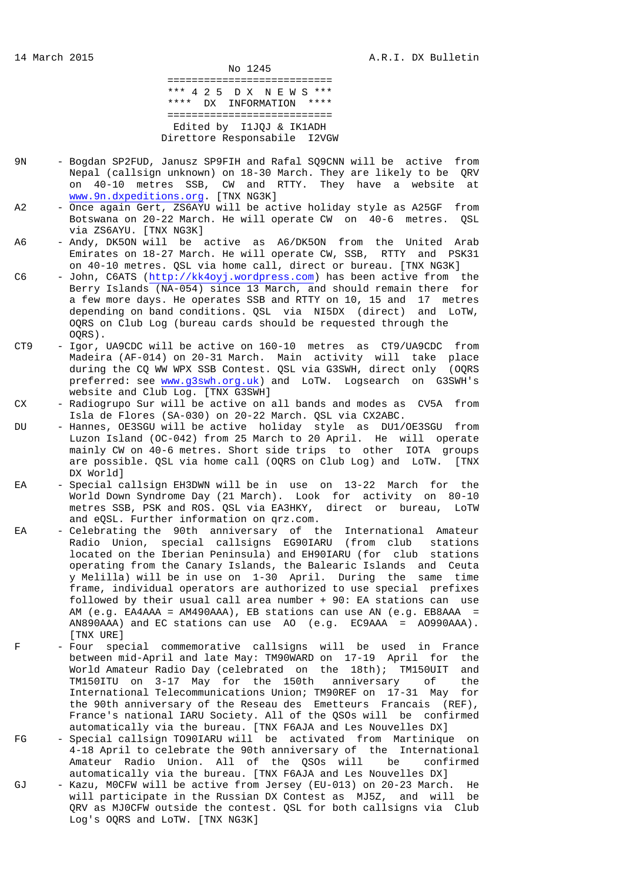14 March 2015 A.R.I. DX Bulletin

No 1245

```
==========================
*** 4 2 5  D X  N E W S ***
****  DX  INFORMATION  ****
==========================
```

Edited by I1JQJ & IK1ADH
Direttore Responsabile I2VGW

- **9N** - Bogdan SP2FUD, Janusz SP9FIH and Rafal SQ9CNN will be active from Nepal (callsign unknown) on 18-30 March. They are likely to be QRV on 40-10 metres SSB, CW and RTTY. They have a website at www.9n.dxpeditions.org. [TNX NG3K]
- **A2** - Once again Gert, ZS6AYU will be active holiday style as A25GF from Botswana on 20-22 March. He will operate CW on 40-6 metres. QSL via ZS6AYU. [TNX NG3K]
- **A6** - Andy, DK5ON will be active as A6/DK5ON from the United Arab Emirates on 18-27 March. He will operate CW, SSB, RTTY and PSK31 on 40-10 metres. QSL via home call, direct or bureau. [TNX NG3K]
- **C6** - John, C6ATS (http://kk4oyj.wordpress.com) has been active from the Berry Islands (NA-054) since 13 March, and should remain there for a few more days. He operates SSB and RTTY on 10, 15 and 17 metres depending on band conditions. QSL via NI5DX (direct) and LoTW, OQRS on Club Log (bureau cards should be requested through the OQRS).
- **CT9** - Igor, UA9CDC will be active on 160-10 metres as CT9/UA9CDC from Madeira (AF-014) on 20-31 March. Main activity will take place during the CQ WW WPX SSB Contest. QSL via G3SWH, direct only (OQRS preferred: see www.g3swh.org.uk) and LoTW. Logsearch on G3SWH's website and Club Log. [TNX G3SWH]
- **CX** - Radiogrupo Sur will be active on all bands and modes as CV5A from Isla de Flores (SA-030) on 20-22 March. QSL via CX2ABC.
- **DU** - Hannes, OE3SGU will be active holiday style as DU1/OE3SGU from Luzon Island (OC-042) from 25 March to 20 April. He will operate mainly CW on 40-6 metres. Short side trips to other IOTA groups are possible. QSL via home call (OQRS on Club Log) and LoTW. [TNX DX World]
- **EA** - Special callsign EH3DWN will be in use on 13-22 March for the World Down Syndrome Day (21 March). Look for activity on 80-10 metres SSB, PSK and ROS. QSL via EA3HKY, direct or bureau, LoTW and eQSL. Further information on qrz.com.
- **EA** - Celebrating the 90th anniversary of the International Amateur Radio Union, special callsigns EG90IARU (from club stations located on the Iberian Peninsula) and EH90IARU (for club stations operating from the Canary Islands, the Balearic Islands and Ceuta y Melilla) will be in use on 1-30 April. During the same time frame, individual operators are authorized to use special prefixes followed by their usual call area number + 90: EA stations can use AM (e.g. EA4AAA = AM490AAA), EB stations can use AN (e.g. EB8AAA = AN890AAA) and EC stations can use AO (e.g. EC9AAA = AO990AAA). [TNX URE]
- **F** - Four special commemorative callsigns will be used in France between mid-April and late May: TM90WARD on 17-19 April for the World Amateur Radio Day (celebrated on the 18th); TM150UIT and TM150ITU on 3-17 May for the 150th anniversary of the International Telecommunications Union; TM90REF on 17-31 May for the 90th anniversary of the Reseau des Emetteurs Francais (REF), France's national IARU Society. All of the QSOs will be confirmed automatically via the bureau. [TNX F6AJA and Les Nouvelles DX]
- **FG** - Special callsign TO90IARU will be activated from Martinique on 4-18 April to celebrate the 90th anniversary of the International Amateur Radio Union. All of the QSOs will be confirmed automatically via the bureau. [TNX F6AJA and Les Nouvelles DX]
- **GJ** - Kazu, M0CFW will be active from Jersey (EU-013) on 20-23 March. He will participate in the Russian DX Contest as MJ5Z, and will be QRV as MJ0CFW outside the contest. QSL for both callsigns via Club Log's OQRS and LoTW. [TNX NG3K]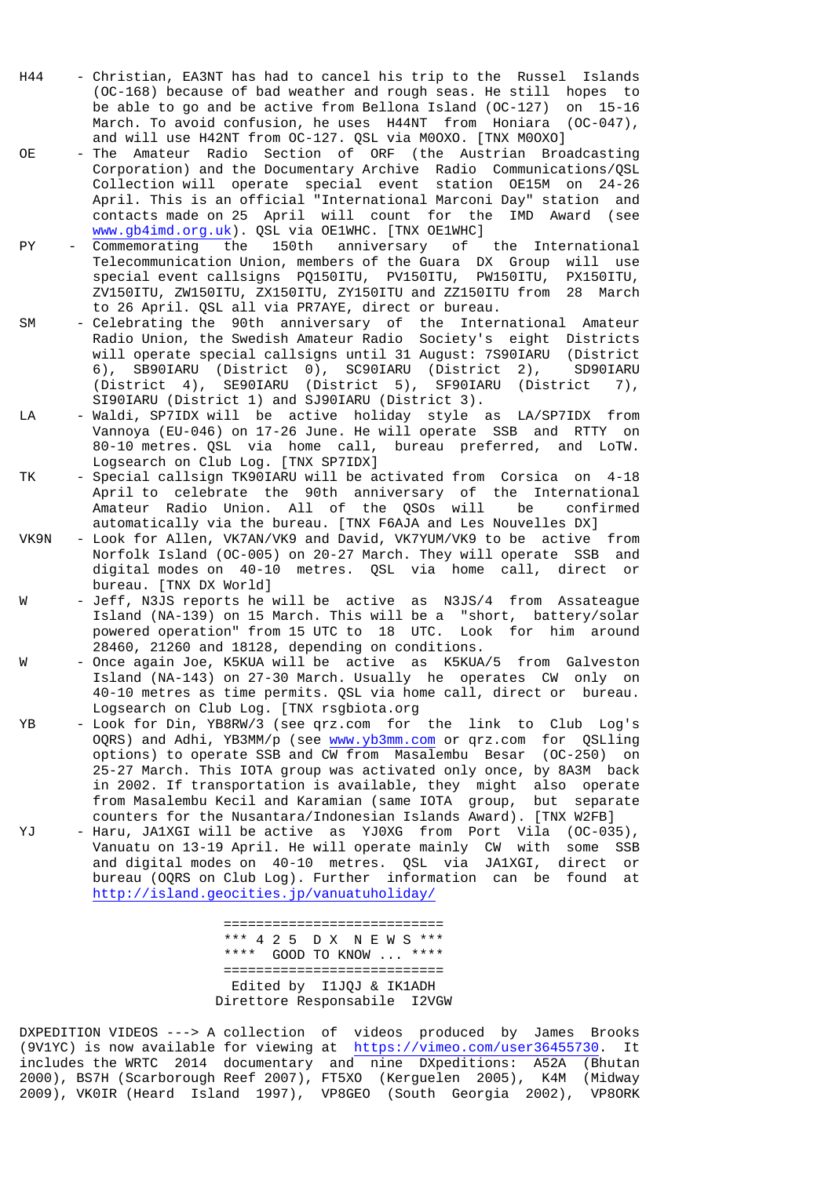H44 - Christian, EA3NT has had to cancel his trip to the Russel Islands (OC-168) because of bad weather and rough seas. He still hopes to be able to go and be active from Bellona Island (OC-127) on 15-16 March. To avoid confusion, he uses H44NT from Honiara (OC-047), and will use H42NT from OC-127. QSL via M0OXO. [TNX M0OXO]

OE - The Amateur Radio Section of ORF (the Austrian Broadcasting Corporation) and the Documentary Archive Radio Communications/QSL Collection will operate special event station OE15M on 24-26 April. This is an official "International Marconi Day" station and contacts made on 25 April will count for the IMD Award (see www.gb4imd.org.uk). QSL via OE1WHC. [TNX OE1WHC]

PY - Commemorating the 150th anniversary of the International Telecommunication Union, members of the Guara DX Group will use special event callsigns PQ150ITU, PV150ITU, PW150ITU, PX150ITU, ZV150ITU, ZW150ITU, ZX150ITU, ZY150ITU and ZZ150ITU from 28 March to 26 April. QSL all via PR7AYE, direct or bureau.

SM - Celebrating the 90th anniversary of the International Amateur Radio Union, the Swedish Amateur Radio Society's eight Districts will operate special callsigns until 31 August: 7S90IARU (District 6), SB90IARU (District 0), SC90IARU (District 2), SD90IARU (District 4), SE90IARU (District 5), SF90IARU (District 7), SI90IARU (District 1) and SJ90IARU (District 3).

LA - Waldi, SP7IDX will be active holiday style as LA/SP7IDX from Vannoya (EU-046) on 17-26 June. He will operate SSB and RTTY on 80-10 metres. QSL via home call, bureau preferred, and LoTW. Logsearch on Club Log. [TNX SP7IDX]

TK - Special callsign TK90IARU will be activated from Corsica on 4-18 April to celebrate the 90th anniversary of the International Amateur Radio Union. All of the QSOs will be confirmed automatically via the bureau. [TNX F6AJA and Les Nouvelles DX]

VK9N - Look for Allen, VK7AN/VK9 and David, VK7YUM/VK9 to be active from Norfolk Island (OC-005) on 20-27 March. They will operate SSB and digital modes on 40-10 metres. QSL via home call, direct or bureau. [TNX DX World]

W - Jeff, N3JS reports he will be active as N3JS/4 from Assateague Island (NA-139) on 15 March. This will be a "short, battery/solar powered operation" from 15 UTC to 18 UTC. Look for him around 28460, 21260 and 18128, depending on conditions.

W - Once again Joe, K5KUA will be active as K5KUA/5 from Galveston Island (NA-143) on 27-30 March. Usually he operates CW only on 40-10 metres as time permits. QSL via home call, direct or bureau. Logsearch on Club Log. [TNX rsgbiota.org

YB - Look for Din, YB8RW/3 (see qrz.com for the link to Club Log's OQRS) and Adhi, YB3MM/p (see www.yb3mm.com or qrz.com for QSLling options) to operate SSB and CW from Masalembu Besar (OC-250) on 25-27 March. This IOTA group was activated only once, by 8A3M back in 2002. If transportation is available, they might also operate from Masalembu Kecil and Karamian (same IOTA group, but separate counters for the Nusantara/Indonesian Islands Award). [TNX W2FB]

YJ - Haru, JA1XGI will be active as YJ0XG from Port Vila (OC-035), Vanuatu on 13-19 April. He will operate mainly CW with some SSB and digital modes on 40-10 metres. QSL via JA1XGI, direct or bureau (OQRS on Club Log). Further information can be found at http://island.geocities.jp/vanuatuholiday/

---

\*\*\* 4 2 5 D X N E W S \*\*\*

\*\*\*\* GOOD TO KNOW ... \*\*\*\*

---

Edited by I1JQJ & IK1ADH

Direttore Responsabile I2VGW

DXPEDITION VIDEOS ---> A collection of videos produced by James Brooks (9V1YC) is now available for viewing at https://vimeo.com/user36455730. It includes the WRTC 2014 documentary and nine DXpeditions: A52A (Bhutan 2000), BS7H (Scarborough Reef 2007), FT5XO (Kerguelen 2005), K4M (Midway 2009), VK0IR (Heard Island 1997), VP8GEO (South Georgia 2002), VP8ORK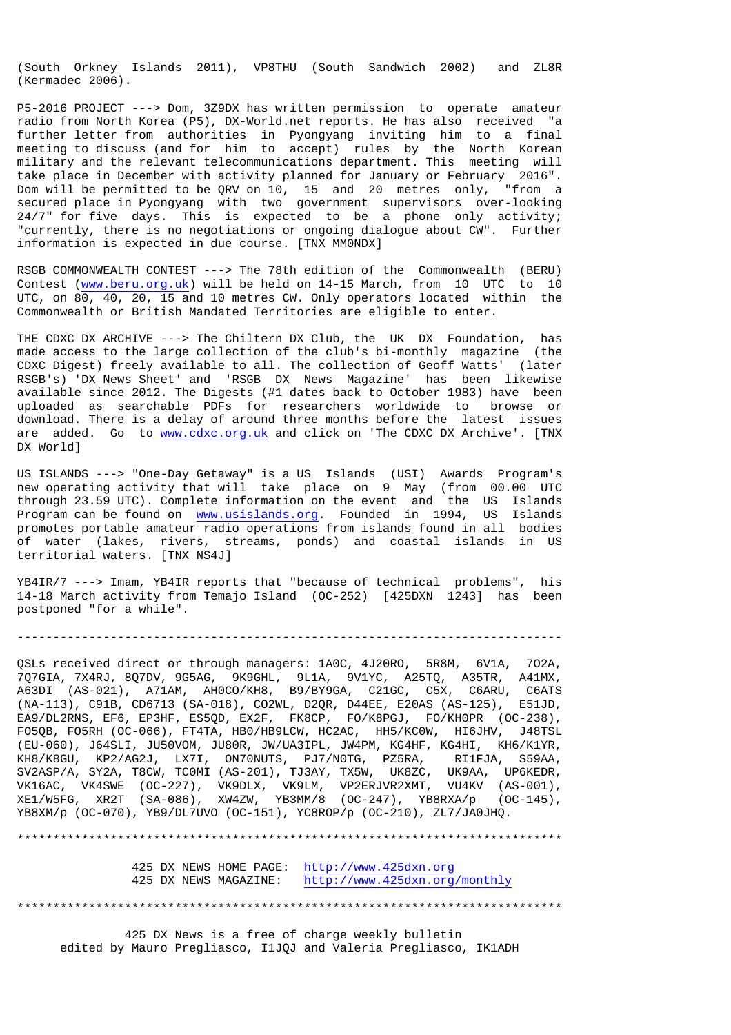(South Orkney Islands 2011), VP8THU (South Sandwich 2002) and ZL8R (Kermadec 2006).

P5-2016 PROJECT ---> Dom, 3Z9DX has written permission to operate amateur radio from North Korea (P5), DX-World.net reports. He has also received "a further letter from authorities in Pyongyang inviting him to a final meeting to discuss (and for him to accept) rules by the North Korean military and the relevant telecommunications department. This meeting will take place in December with activity planned for January or February 2016". Dom will be permitted to be QRV on 10, 15 and 20 metres only, "from a secured place in Pyongyang with two government supervisors over-looking 24/7" for five days. This is expected to be a phone only activity; "currently, there is no negotiations or ongoing dialogue about CW". Further information is expected in due course. [TNX MM0NDX]

RSGB COMMONWEALTH CONTEST ---> The 78th edition of the Commonwealth (BERU) Contest (www.beru.org.uk) will be held on 14-15 March, from 10 UTC to 10 UTC, on 80, 40, 20, 15 and 10 metres CW. Only operators located within the Commonwealth or British Mandated Territories are eligible to enter.

THE CDXC DX ARCHIVE ---> The Chiltern DX Club, the UK DX Foundation, has made access to the large collection of the club's bi-monthly magazine (the CDXC Digest) freely available to all. The collection of Geoff Watts' (later RSGB's) 'DX News Sheet' and 'RSGB DX News Magazine' has been likewise available since 2012. The Digests (#1 dates back to October 1983) have been uploaded as searchable PDFs for researchers worldwide to browse or download. There is a delay of around three months before the latest issues are added. Go to www.cdxc.org.uk and click on 'The CDXC DX Archive'. [TNX DX World]

US ISLANDS ---> "One-Day Getaway" is a US Islands (USI) Awards Program's new operating activity that will take place on 9 May (from 00.00 UTC through 23.59 UTC). Complete information on the event and the US Islands Program can be found on www.usislands.org. Founded in 1994, US Islands promotes portable amateur radio operations from islands found in all bodies of water (lakes, rivers, streams, ponds) and coastal islands in US territorial waters. [TNX NS4J]

YB4IR/7 ---> Imam, YB4IR reports that "because of technical problems", his 14-18 March activity from Temajo Island (OC-252) [425DXN 1243] has been postponed "for a while".

---

QSLs received direct or through managers: 1A0C, 4J20RO, 5R8M, 6V1A, 7O2A, 7Q7GIA, 7X4RJ, 8Q7DV, 9G5AG, 9K9GHL, 9L1A, 9V1YC, A25TQ, A35TR, A41MX, A63DI (AS-021), A71AM, AH0CO/KH8, B9/BY9GA, C21GC, C5X, C6ARU, C6ATS (NA-113), C91B, CD6713 (SA-018), CO2WL, D2QR, D44EE, E20AS (AS-125), E51JD, EA9/DL2RNS, EF6, EP3HF, ES5QD, EX2F, FK8CP, FO/K8PGJ, FO/KH0PR (OC-238), FO5QB, FO5RH (OC-066), FT4TA, HB0/HB9LCW, HC2AC, HH5/KC0W, HI6JHV, J48TSL (EU-060), J64SLI, JU50VOM, JU80R, JW/UA3IPL, JW4PM, KG4HF, KG4HI, KH6/K1YR, KH8/K8GU, KP2/AG2J, LX7I, ON70NUTS, PJ7/N0TG, PZ5RA, RI1FJA, S59AA, SV2ASP/A, SY2A, T8CW, TC0MI (AS-201), TJ3AY, TX5W, UK8ZC, UK9AA, UP6KEDR, VK16AC, VK4SWE (OC-227), VK9DLX, VK9LM, VP2ERJVR2XMT, VU4KV (AS-001), XE1/W5FG, XR2T (SA-086), XW4ZW, YB3MM/8 (OC-247), YB8RXA/p (OC-145), YB8XM/p (OC-070), YB9/DL7UVO (OC-151), YC8ROP/p (OC-210), ZL7/JA0JHQ.

---

425 DX NEWS HOME PAGE: http://www.425dxn.org
425 DX NEWS MAGAZINE: http://www.425dxn.org/monthly

---

425 DX News is a free of charge weekly bulletin
edited by Mauro Pregliasco, I1JQJ and Valeria Pregliasco, IK1ADH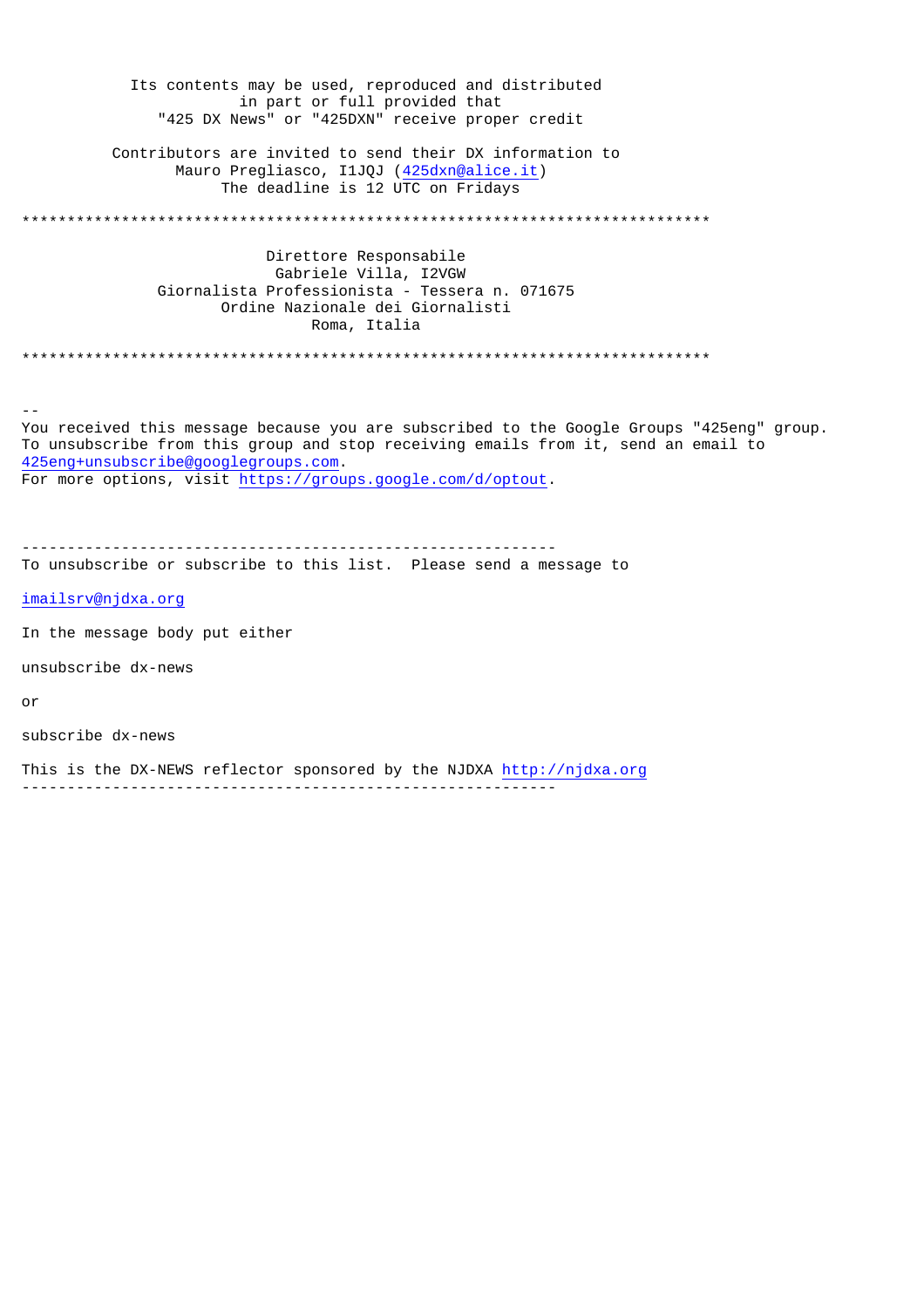Its contents may be used, reproduced and distributed
in part or full provided that
"425 DX News" or "425DXN" receive proper credit

Contributors are invited to send their DX information to
Mauro Pregliasco, I1JQJ (425dxn@alice.it)
The deadline is 12 UTC on Fridays

****************************************************************************

Direttore Responsabile
Gabriele Villa, I2VGW
Giornalista Professionista - Tessera n. 071675
Ordine Nazionale dei Giornalisti
Roma, Italia

****************************************************************************

--
You received this message because you are subscribed to the Google Groups "425eng" group.
To unsubscribe from this group and stop receiving emails from it, send an email to 425eng+unsubscribe@googlegroups.com.
For more options, visit https://groups.google.com/d/optout.

-----------------------------------------------------------
To unsubscribe or subscribe to this list. Please send a message to

imailsrv@njdxa.org

In the message body put either

unsubscribe dx-news

or

subscribe dx-news

This is the DX-NEWS reflector sponsored by the NJDXA http://njdxa.org
-----------------------------------------------------------